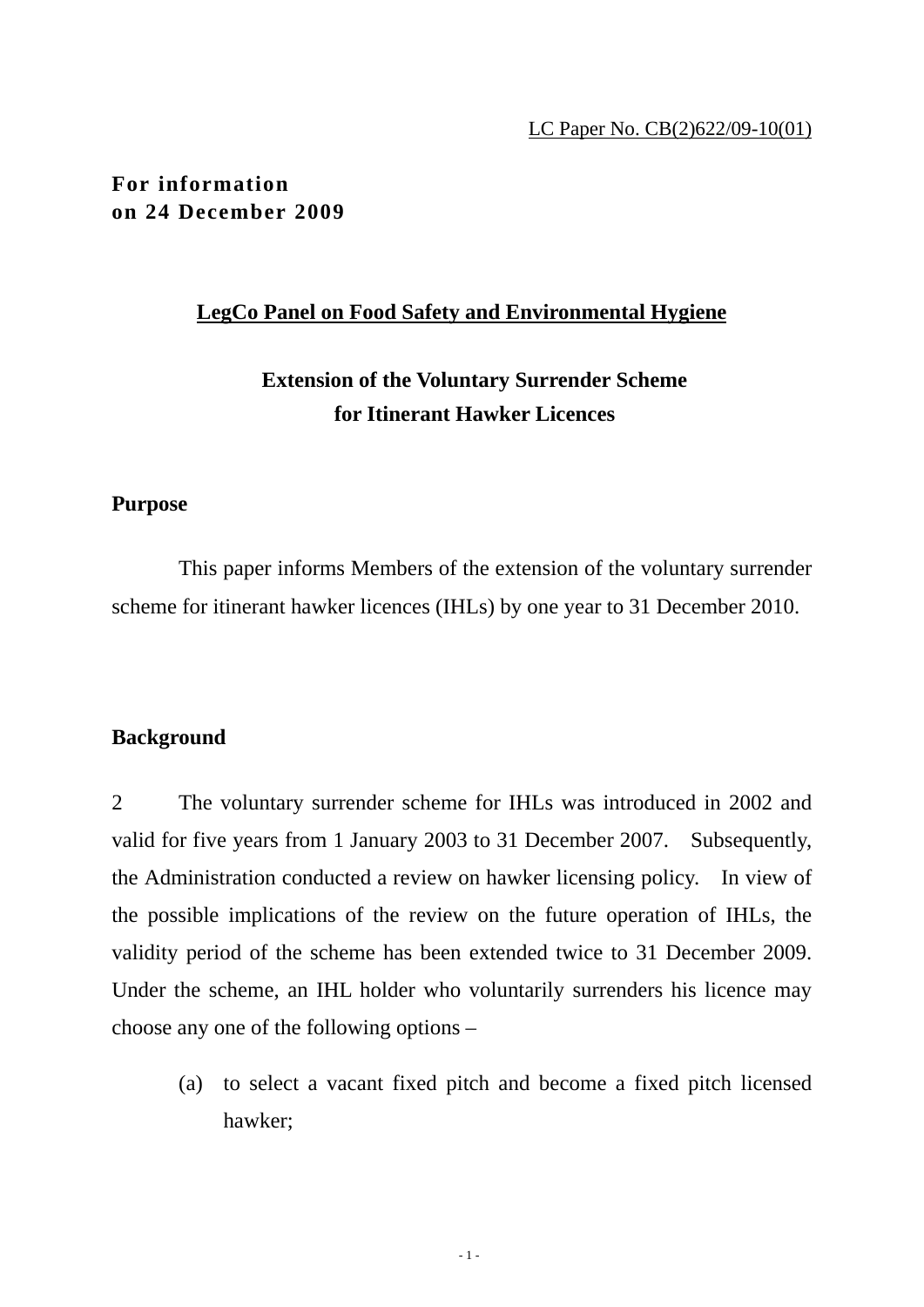LC Paper No. CB(2)622/09-10(01)

**For information**
**on 24 December 2009**

## LegCo Panel on Food Safety and Environmental Hygiene

### Extension of the Voluntary Surrender Scheme for Itinerant Hawker Licences

### Purpose

This paper informs Members of the extension of the voluntary surrender scheme for itinerant hawker licences (IHLs) by one year to 31 December 2010.

### Background

2 The voluntary surrender scheme for IHLs was introduced in 2002 and valid for five years from 1 January 2003 to 31 December 2007. Subsequently, the Administration conducted a review on hawker licensing policy. In view of the possible implications of the review on the future operation of IHLs, the validity period of the scheme has been extended twice to 31 December 2009. Under the scheme, an IHL holder who voluntarily surrenders his licence may choose any one of the following options –

(a) to select a vacant fixed pitch and become a fixed pitch licensed hawker;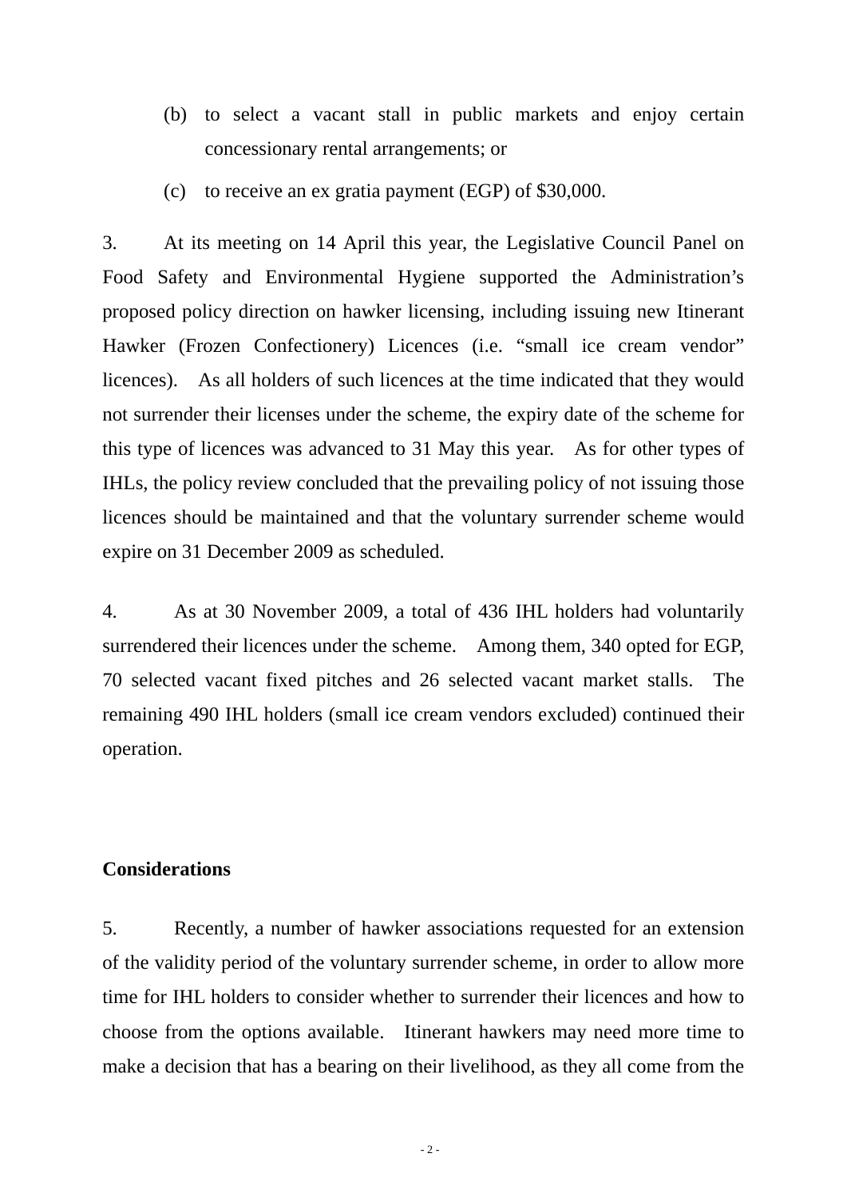(b) to select a vacant stall in public markets and enjoy certain concessionary rental arrangements; or

(c) to receive an ex gratia payment (EGP) of $30,000.

3. At its meeting on 14 April this year, the Legislative Council Panel on Food Safety and Environmental Hygiene supported the Administration's proposed policy direction on hawker licensing, including issuing new Itinerant Hawker (Frozen Confectionery) Licences (i.e. "small ice cream vendor" licences). As all holders of such licences at the time indicated that they would not surrender their licenses under the scheme, the expiry date of the scheme for this type of licences was advanced to 31 May this year. As for other types of IHLs, the policy review concluded that the prevailing policy of not issuing those licences should be maintained and that the voluntary surrender scheme would expire on 31 December 2009 as scheduled.

4. As at 30 November 2009, a total of 436 IHL holders had voluntarily surrendered their licences under the scheme. Among them, 340 opted for EGP, 70 selected vacant fixed pitches and 26 selected vacant market stalls. The remaining 490 IHL holders (small ice cream vendors excluded) continued their operation.

**Considerations**

5. Recently, a number of hawker associations requested for an extension of the validity period of the voluntary surrender scheme, in order to allow more time for IHL holders to consider whether to surrender their licences and how to choose from the options available. Itinerant hawkers may need more time to make a decision that has a bearing on their livelihood, as they all come from the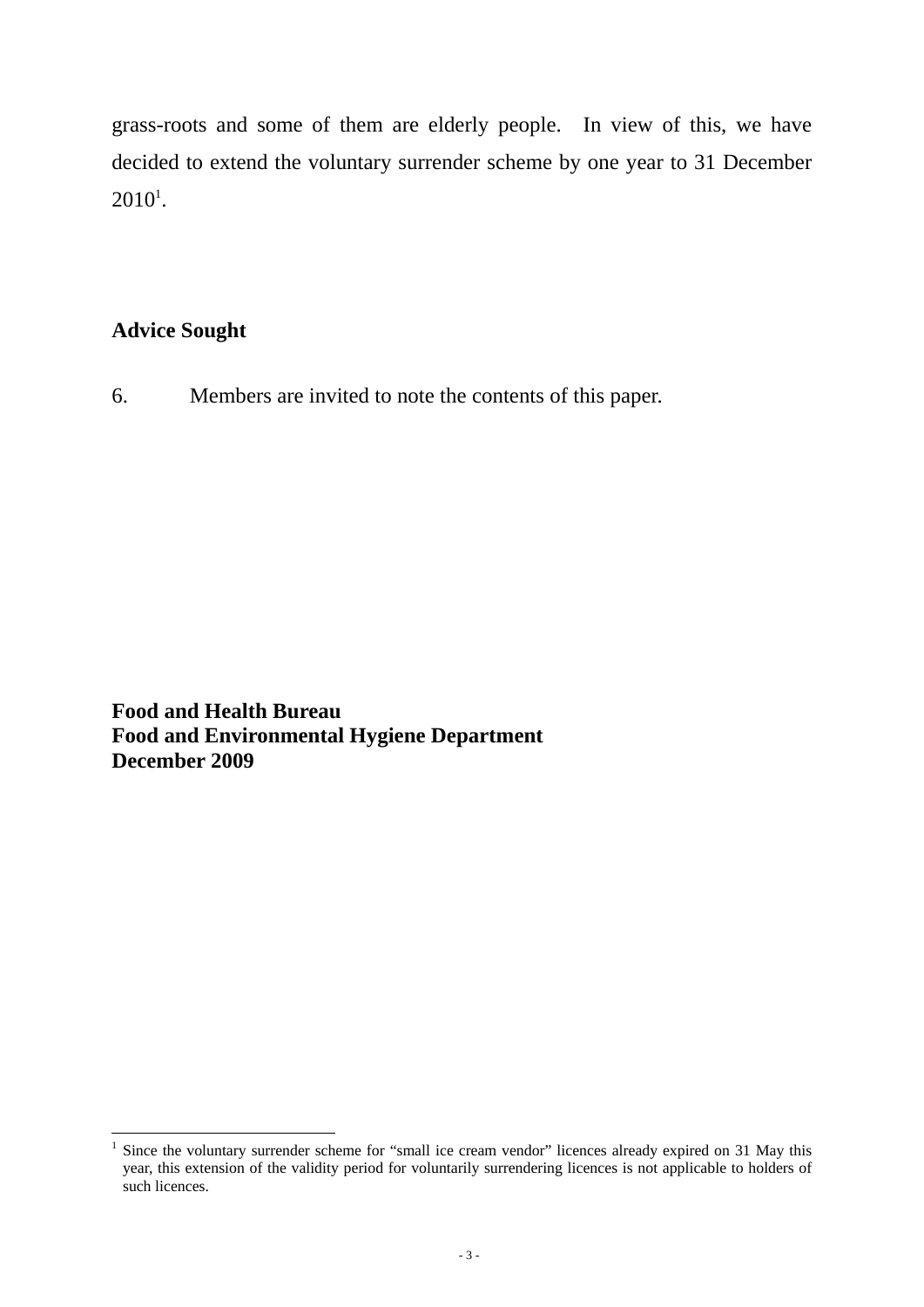grass-roots and some of them are elderly people. In view of this, we have decided to extend the voluntary surrender scheme by one year to 31 December 2010[1].

**Advice Sought**

6. Members are invited to note the contents of this paper.

**Food and Health Bureau**
**Food and Environmental Hygiene Department**
**December 2009**

---

[1] Since the voluntary surrender scheme for "small ice cream vendor" licences already expired on 31 May this year, this extension of the validity period for voluntarily surrendering licences is not applicable to holders of such licences.